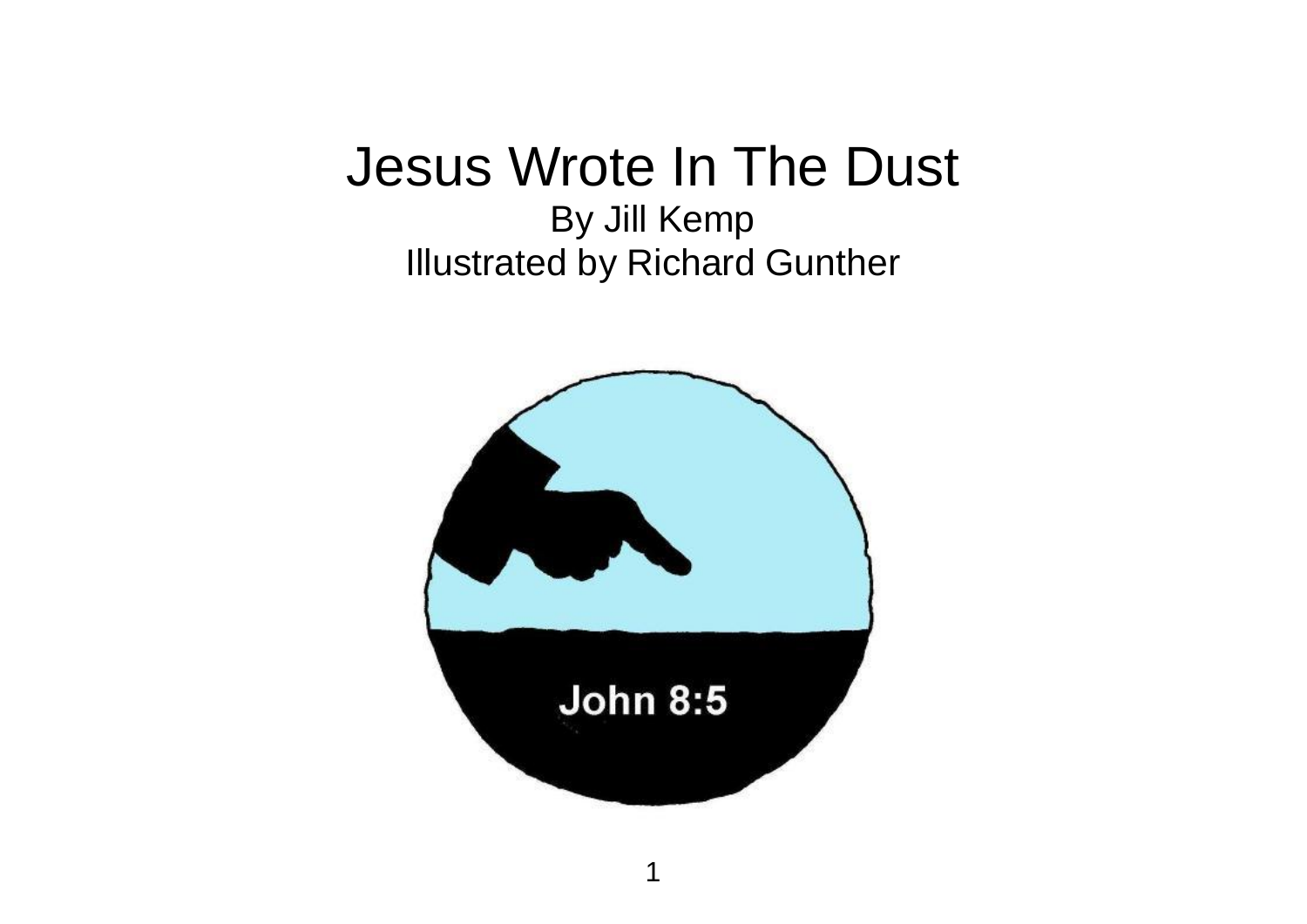# Jesus Wrote In The Dust

By Jill Kemp

Illustrated by Richard Gunther

John 8:5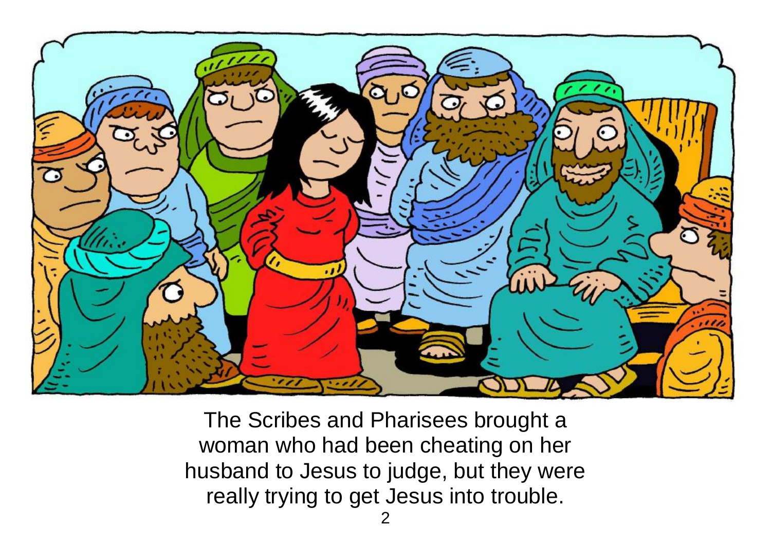The Scribes and Pharisees brought a woman who had been cheating on her husband to Jesus to judge, but they were really trying to get Jesus into trouble.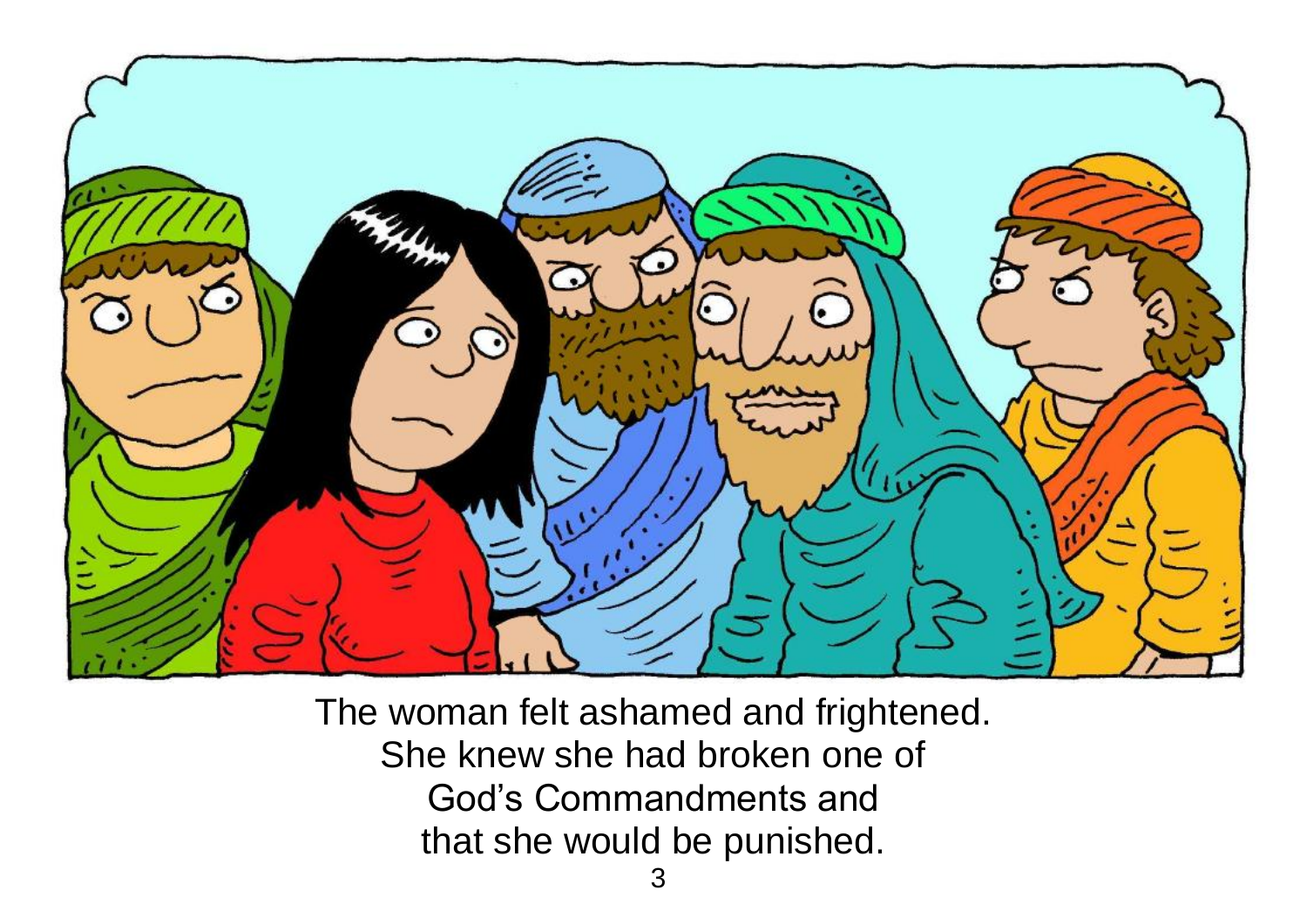The woman felt ashamed and frightened.
She knew she had broken one of
God's Commandments and
that she would be punished.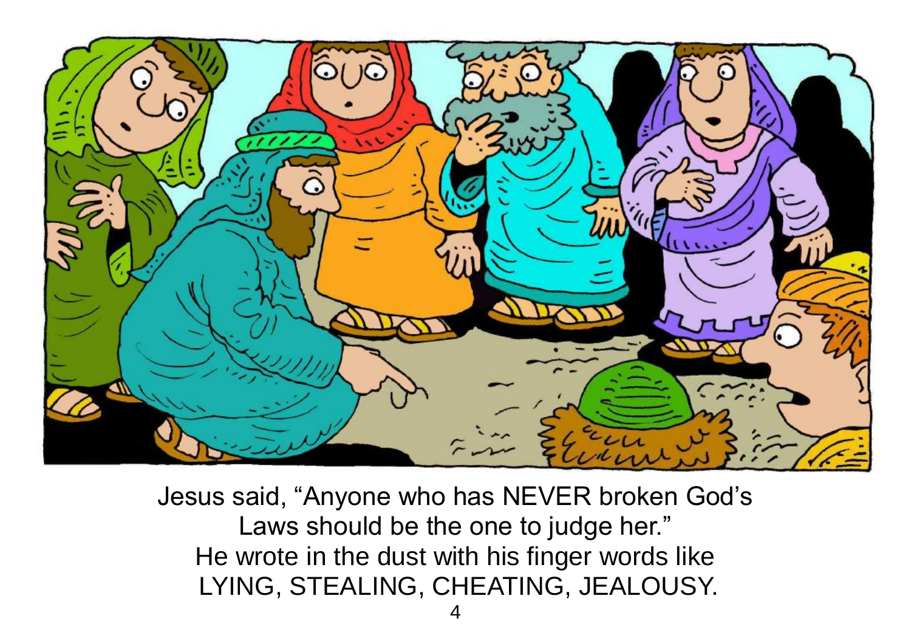Jesus said, “Anyone who has NEVER broken God’s Laws should be the one to judge her.”
He wrote in the dust with his finger words like LYING, STEALING, CHEATING, JEALOUSY.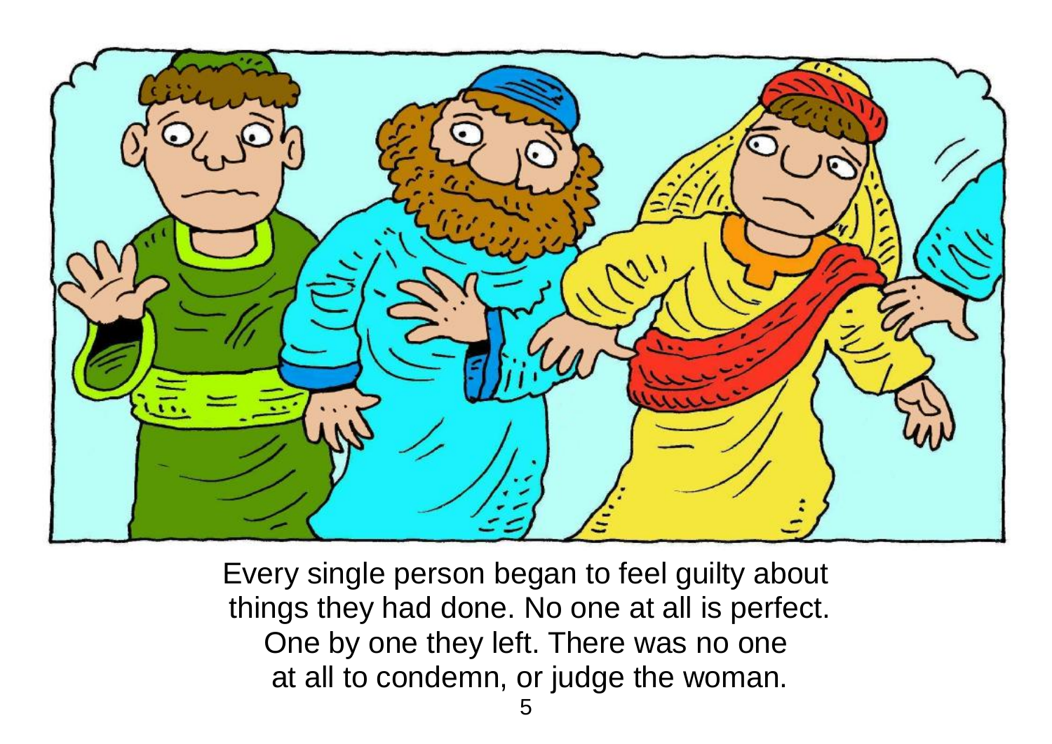Every single person began to feel guilty about things they had done. No one at all is perfect. One by one they left. There was no one at all to condemn, or judge the woman.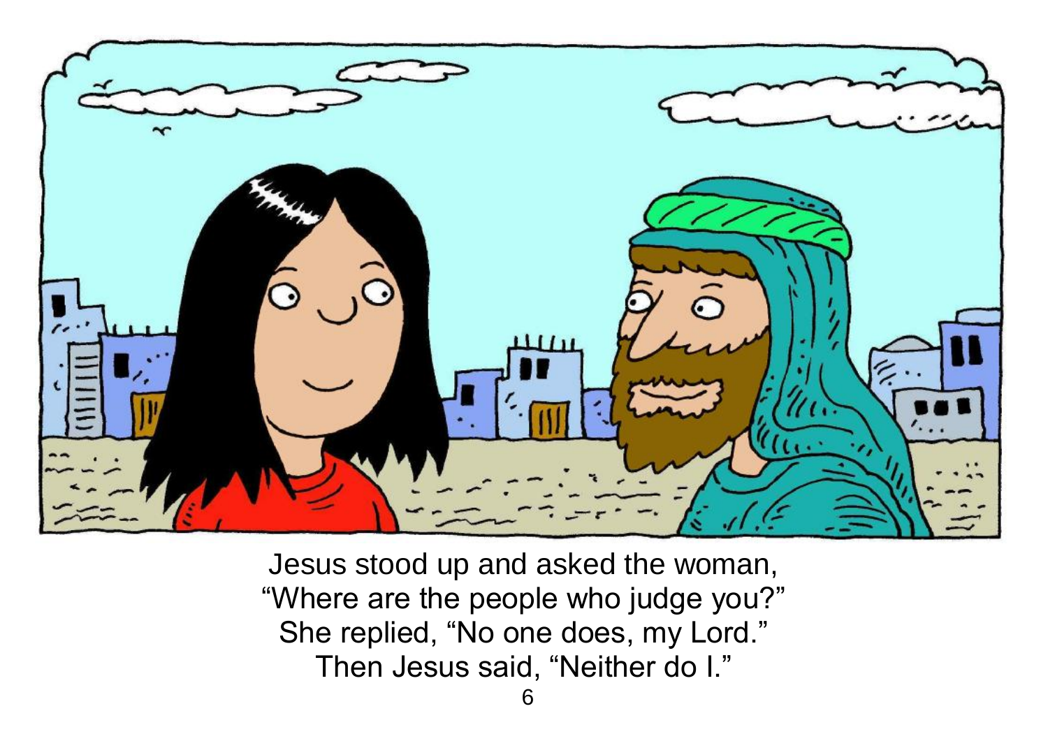Jesus stood up and asked the woman,
"Where are the people who judge you?"
She replied, "No one does, my Lord."
Then Jesus said, "Neither do I."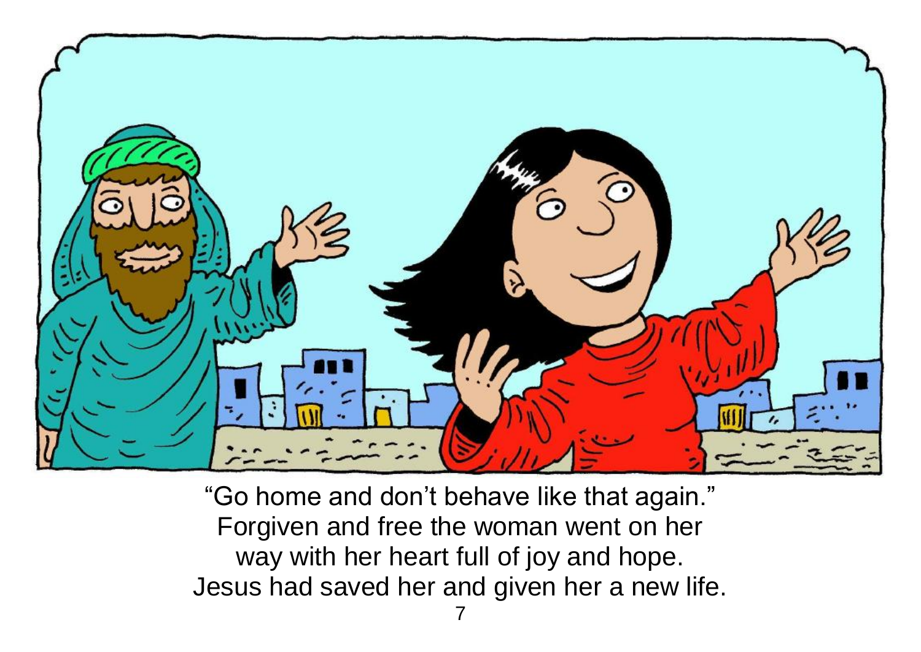"Go home and don't behave like that again."
Forgiven and free the woman went on her way with her heart full of joy and hope.
Jesus had saved her and given her a new life.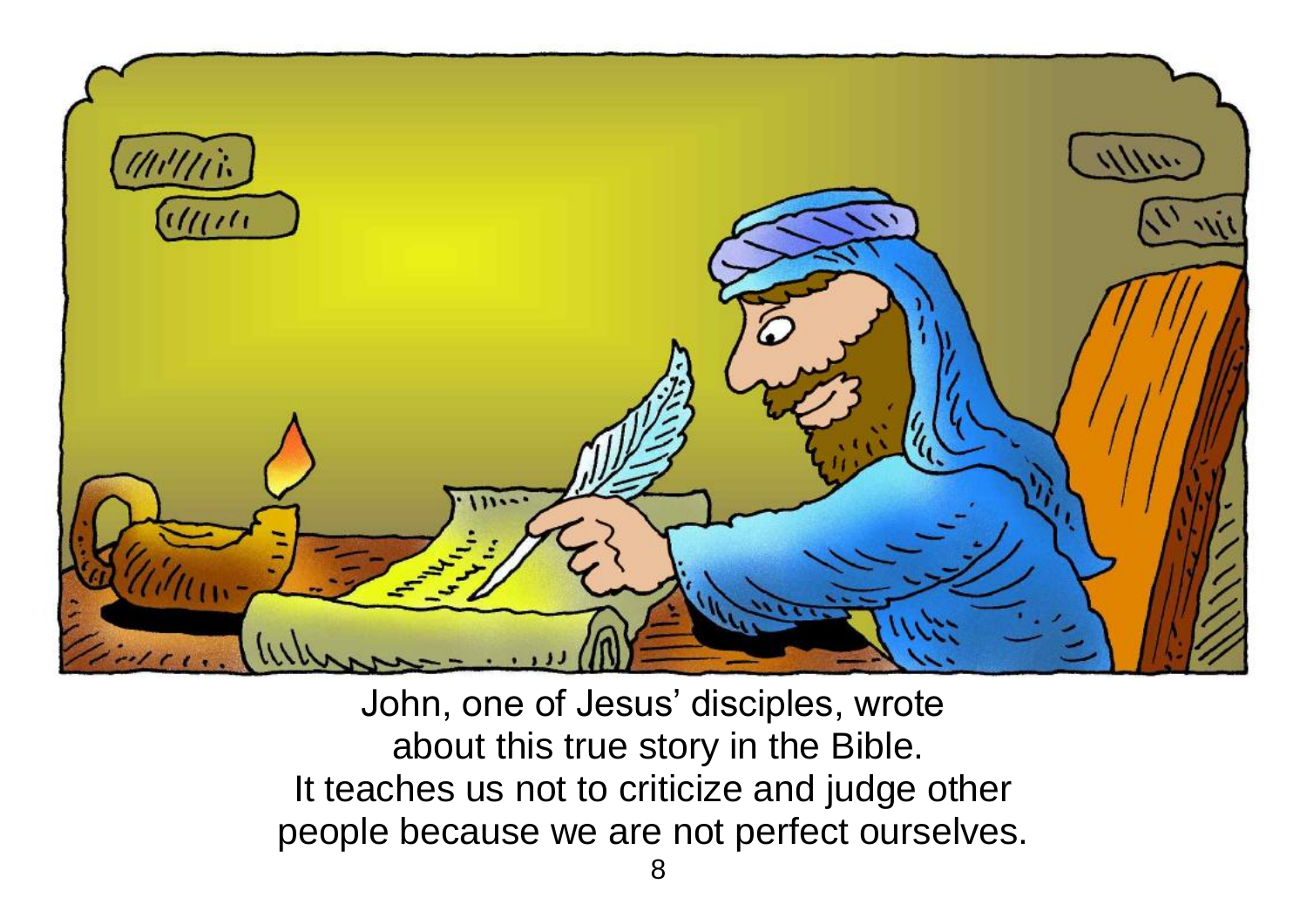John, one of Jesus' disciples, wrote about this true story in the Bible.
It teaches us not to criticize and judge other people because we are not perfect ourselves.